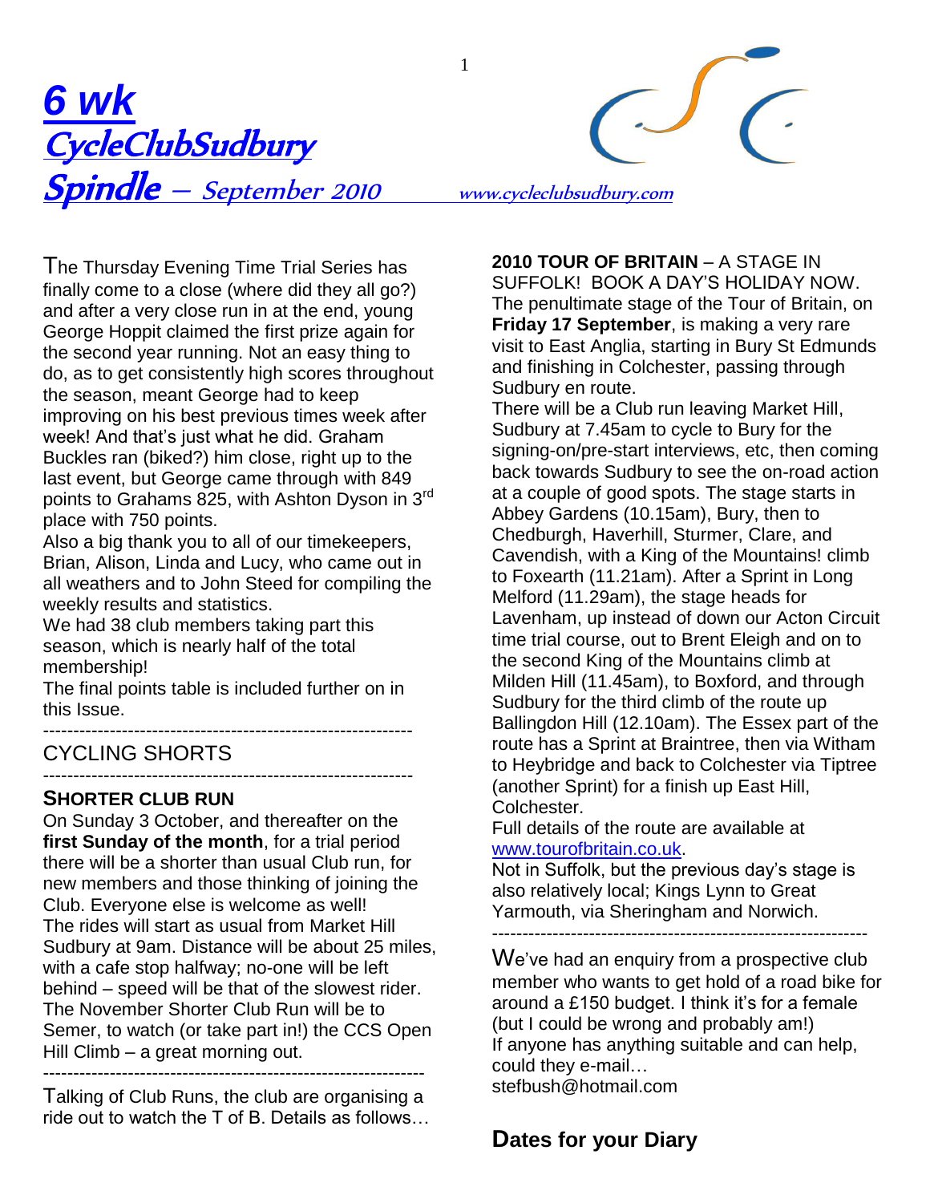# 6 wk CycleClubSudbury Spindle – September 2010

www.cycleclubsudbury.com

The Thursday Evening Time Trial Series has finally come to a close (where did they all go?) and after a very close run in at the end, young George Hoppit claimed the first prize again for the second year running. Not an easy thing to do, as to get consistently high scores throughout the season, meant George had to keep improving on his best previous times week after week! And that's just what he did. Graham Buckles ran (biked?) him close, right up to the last event, but George came through with 849 points to Grahams 825, with Ashton Dyson in 3rd place with 750 points.

Also a big thank you to all of our timekeepers, Brian, Alison, Linda and Lucy, who came out in all weathers and to John Steed for compiling the weekly results and statistics.

We had 38 club members taking part this season, which is nearly half of the total membership!

The final points table is included further on in this Issue.

---

## CYCLING SHORTS

---

### SHORTER CLUB RUN

On Sunday 3 October, and thereafter on the **first Sunday of the month**, for a trial period there will be a shorter than usual Club run, for new members and those thinking of joining the Club. Everyone else is welcome as well!

The rides will start as usual from Market Hill Sudbury at 9am. Distance will be about 25 miles, with a cafe stop halfway; no-one will be left behind – speed will be that of the slowest rider.

The November Shorter Club Run will be to Semer, to watch (or take part in!) the CCS Open Hill Climb – a great morning out.

---

Talking of Club Runs, the club are organising a ride out to watch the T of B. Details as follows…

**2010 TOUR OF BRITAIN** – A STAGE IN SUFFOLK! BOOK A DAY'S HOLIDAY NOW.

The penultimate stage of the Tour of Britain, on **Friday 17 September**, is making a very rare visit to East Anglia, starting in Bury St Edmunds and finishing in Colchester, passing through Sudbury en route.

There will be a Club run leaving Market Hill, Sudbury at 7.45am to cycle to Bury for the signing-on/pre-start interviews, etc, then coming back towards Sudbury to see the on-road action at a couple of good spots. The stage starts in Abbey Gardens (10.15am), Bury, then to Chedburgh, Haverhill, Sturmer, Clare, and Cavendish, with a King of the Mountains! climb to Foxearth (11.21am). After a Sprint in Long Melford (11.29am), the stage heads for Lavenham, up instead of down our Acton Circuit time trial course, out to Brent Eleigh and on to the second King of the Mountains climb at Milden Hill (11.45am), to Boxford, and through Sudbury for the third climb of the route up Ballingdon Hill (12.10am). The Essex part of the route has a Sprint at Braintree, then via Witham to Heybridge and back to Colchester via Tiptree (another Sprint) for a finish up East Hill, Colchester.

Full details of the route are available at www.tourofbritain.co.uk.

Not in Suffolk, but the previous day's stage is also relatively local; Kings Lynn to Great Yarmouth, via Sheringham and Norwich.

---

We've had an enquiry from a prospective club member who wants to get hold of a road bike for around a £150 budget. I think it's for a female (but I could be wrong and probably am!)

If anyone has anything suitable and can help, could they e-mail…

stefbush@hotmail.com

## Dates for your Diary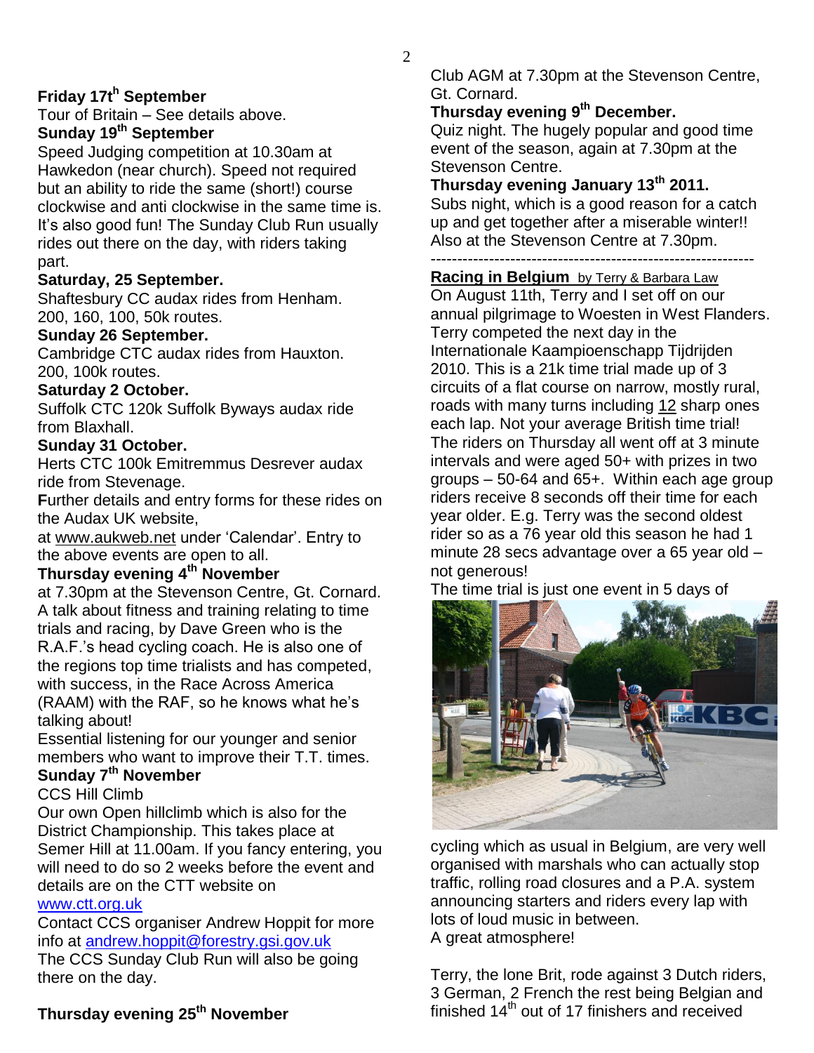**Friday 17th September**

Tour of Britain – See details above.

**Sunday 19th September**

Speed Judging competition at 10.30am at Hawkedon (near church). Speed not required but an ability to ride the same (short!) course clockwise and anti clockwise in the same time is. It's also good fun! The Sunday Club Run usually rides out there on the day, with riders taking part.

**Saturday, 25 September.**

Shaftesbury CC audax rides from Henham. 200, 160, 100, 50k routes.

**Sunday 26 September.**

Cambridge CTC audax rides from Hauxton. 200, 100k routes.

**Saturday 2 October.**

Suffolk CTC 120k Suffolk Byways audax ride from Blaxhall.

**Sunday 31 October.**

Herts CTC 100k Emitremmus Desrever audax ride from Stevenage.

**F**urther details and entry forms for these rides on the Audax UK website, at www.aukweb.net under 'Calendar'. Entry to the above events are open to all.

**Thursday evening 4th November**

at 7.30pm at the Stevenson Centre, Gt. Cornard. A talk about fitness and training relating to time trials and racing, by Dave Green who is the R.A.F.'s head cycling coach. He is also one of the regions top time trialists and has competed, with success, in the Race Across America (RAAM) with the RAF, so he knows what he's talking about!

Essential listening for our younger and senior members who want to improve their T.T. times.

**Sunday 7th November**

CCS Hill Climb

Our own Open hillclimb which is also for the District Championship. This takes place at Semer Hill at 11.00am. If you fancy entering, you will need to do so 2 weeks before the event and details are on the CTT website on www.ctt.org.uk

Contact CCS organiser Andrew Hoppit for more info at andrew.hoppit@forestry.gsi.gov.uk

The CCS Sunday Club Run will also be going there on the day.

**Thursday evening 25th November**

Club AGM at 7.30pm at the Stevenson Centre, Gt. Cornard.

**Thursday evening 9th December.**

Quiz night. The hugely popular and good time event of the season, again at 7.30pm at the Stevenson Centre.

**Thursday evening January 13th 2011.**

Subs night, which is a good reason for a catch up and get together after a miserable winter!! Also at the Stevenson Centre at 7.30pm.

---

**Racing in Belgium** by Terry & Barbara Law

On August 11th, Terry and I set off on our annual pilgrimage to Woesten in West Flanders. Terry competed the next day in the Internationale Kaampioenschapp Tijdrijden 2010. This is a 21k time trial made up of 3 circuits of a flat course on narrow, mostly rural, roads with many turns including 12 sharp ones each lap. Not your average British time trial! The riders on Thursday all went off at 3 minute intervals and were aged 50+ with prizes in two groups – 50-64 and 65+. Within each age group riders receive 8 seconds off their time for each year older. E.g. Terry was the second oldest rider so as a 76 year old this season he had 1 minute 28 secs advantage over a 65 year old – not generous!

The time trial is just one event in 5 days of cycling which as usual in Belgium, are very well organised with marshals who can actually stop traffic, rolling road closures and a P.A. system announcing starters and riders every lap with lots of loud music in between.

A great atmosphere!

Terry, the lone Brit, rode against 3 Dutch riders, 3 German, 2 French the rest being Belgian and finished 14th out of 17 finishers and received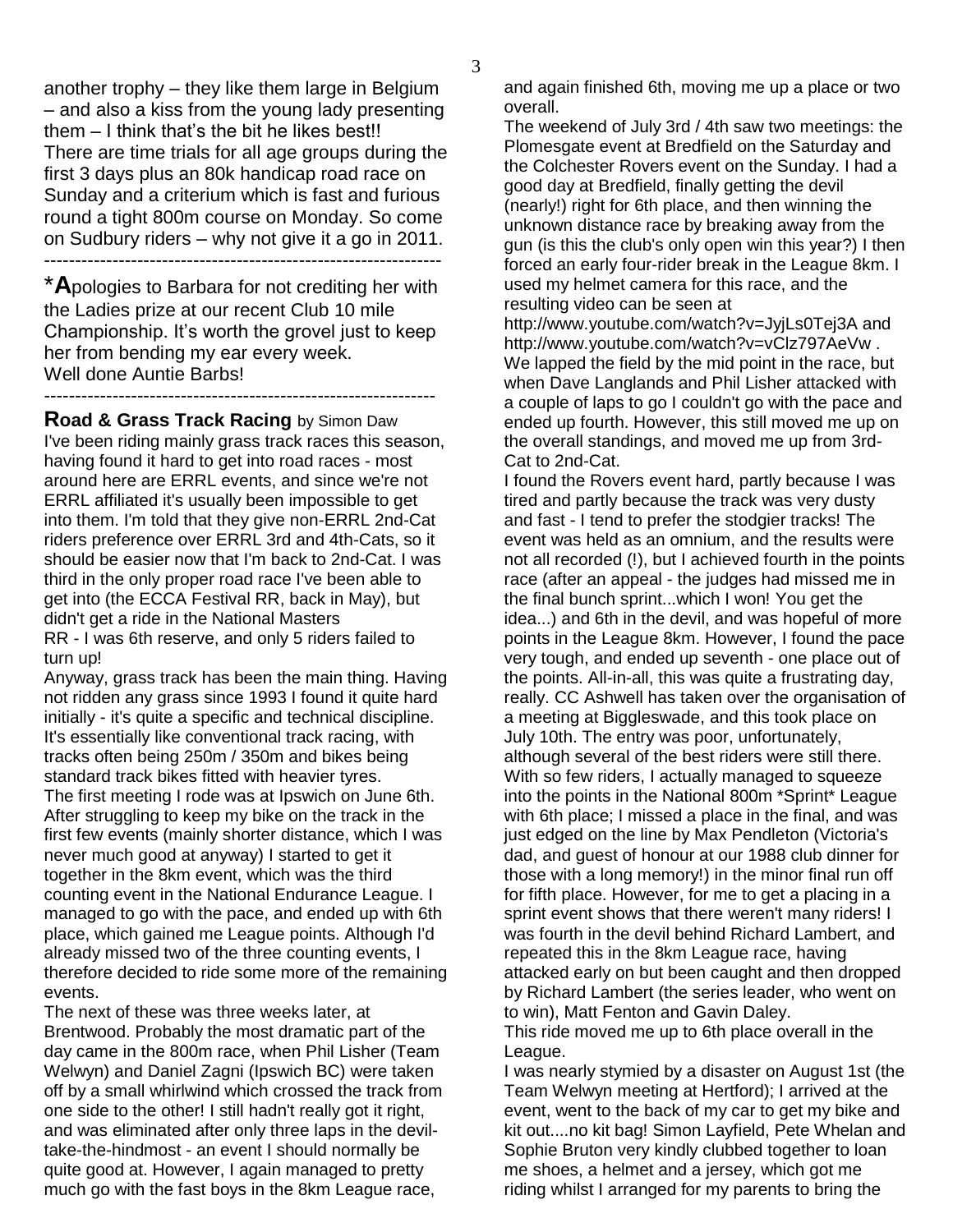another trophy – they like them large in Belgium – and also a kiss from the young lady presenting them – I think that's the bit he likes best!! There are time trials for all age groups during the first 3 days plus an 80k handicap road race on Sunday and a criterium which is fast and furious round a tight 800m course on Monday. So come on Sudbury riders – why not give it a go in 2011.

---

*Apologies to Barbara for not crediting her with the Ladies prize at our recent Club 10 mile Championship. It's worth the grovel just to keep her from bending my ear every week. Well done Auntie Barbs!

---

**Road & Grass Track Racing** by Simon Daw

I've been riding mainly grass track races this season, having found it hard to get into road races - most around here are ERRL events, and since we're not ERRL affiliated it's usually been impossible to get into them. I'm told that they give non-ERRL 2nd-Cat riders preference over ERRL 3rd and 4th-Cats, so it should be easier now that I'm back to 2nd-Cat. I was third in the only proper road race I've been able to get into (the ECCA Festival RR, back in May), but didn't get a ride in the National Masters RR - I was 6th reserve, and only 5 riders failed to turn up!

Anyway, grass track has been the main thing. Having not ridden any grass since 1993 I found it quite hard initially - it's quite a specific and technical discipline. It's essentially like conventional track racing, with tracks often being 250m / 350m and bikes being standard track bikes fitted with heavier tyres.

The first meeting I rode was at Ipswich on June 6th. After struggling to keep my bike on the track in the first few events (mainly shorter distance, which I was never much good at anyway) I started to get it together in the 8km event, which was the third counting event in the National Endurance League. I managed to go with the pace, and ended up with 6th place, which gained me League points. Although I'd already missed two of the three counting events, I therefore decided to ride some more of the remaining events.

The next of these was three weeks later, at Brentwood. Probably the most dramatic part of the day came in the 800m race, when Phil Lisher (Team Welwyn) and Daniel Zagni (Ipswich BC) were taken off by a small whirlwind which crossed the track from one side to the other! I still hadn't really got it right, and was eliminated after only three laps in the devil-take-the-hindmost - an event I should normally be quite good at. However, I again managed to pretty much go with the fast boys in the 8km League race, and again finished 6th, moving me up a place or two overall.

The weekend of July 3rd / 4th saw two meetings: the Plomesgate event at Bredfield on the Saturday and the Colchester Rovers event on the Sunday. I had a good day at Bredfield, finally getting the devil (nearly!) right for 6th place, and then winning the unknown distance race by breaking away from the gun (is this the club's only open win this year?) I then forced an early four-rider break in the League 8km. I used my helmet camera for this race, and the resulting video can be seen at http://www.youtube.com/watch?v=JyjLs0Tej3A and http://www.youtube.com/watch?v=vClz797AeVw . We lapped the field by the mid point in the race, but when Dave Langlands and Phil Lisher attacked with a couple of laps to go I couldn't go with the pace and ended up fourth. However, this still moved me up on the overall standings, and moved me up from 3rd-Cat to 2nd-Cat.

I found the Rovers event hard, partly because I was tired and partly because the track was very dusty and fast - I tend to prefer the stodgier tracks! The event was held as an omnium, and the results were not all recorded (!), but I achieved fourth in the points race (after an appeal - the judges had missed me in the final bunch sprint...which I won! You get the idea...) and 6th in the devil, and was hopeful of more points in the League 8km. However, I found the pace very tough, and ended up seventh - one place out of the points. All-in-all, this was quite a frustrating day, really. CC Ashwell has taken over the organisation of a meeting at Biggleswade, and this took place on July 10th. The entry was poor, unfortunately, although several of the best riders were still there. With so few riders, I actually managed to squeeze into the points in the National 800m *Sprint* League with 6th place; I missed a place in the final, and was just edged on the line by Max Pendleton (Victoria's dad, and guest of honour at our 1988 club dinner for those with a long memory!) in the minor final run off for fifth place. However, for me to get a placing in a sprint event shows that there weren't many riders! I was fourth in the devil behind Richard Lambert, and repeated this in the 8km League race, having attacked early on but been caught and then dropped by Richard Lambert (the series leader, who went on to win), Matt Fenton and Gavin Daley.

This ride moved me up to 6th place overall in the League.

I was nearly stymied by a disaster on August 1st (the Team Welwyn meeting at Hertford); I arrived at the event, went to the back of my car to get my bike and kit out....no kit bag! Simon Layfield, Pete Whelan and Sophie Bruton very kindly clubbed together to loan me shoes, a helmet and a jersey, which got me riding whilst I arranged for my parents to bring the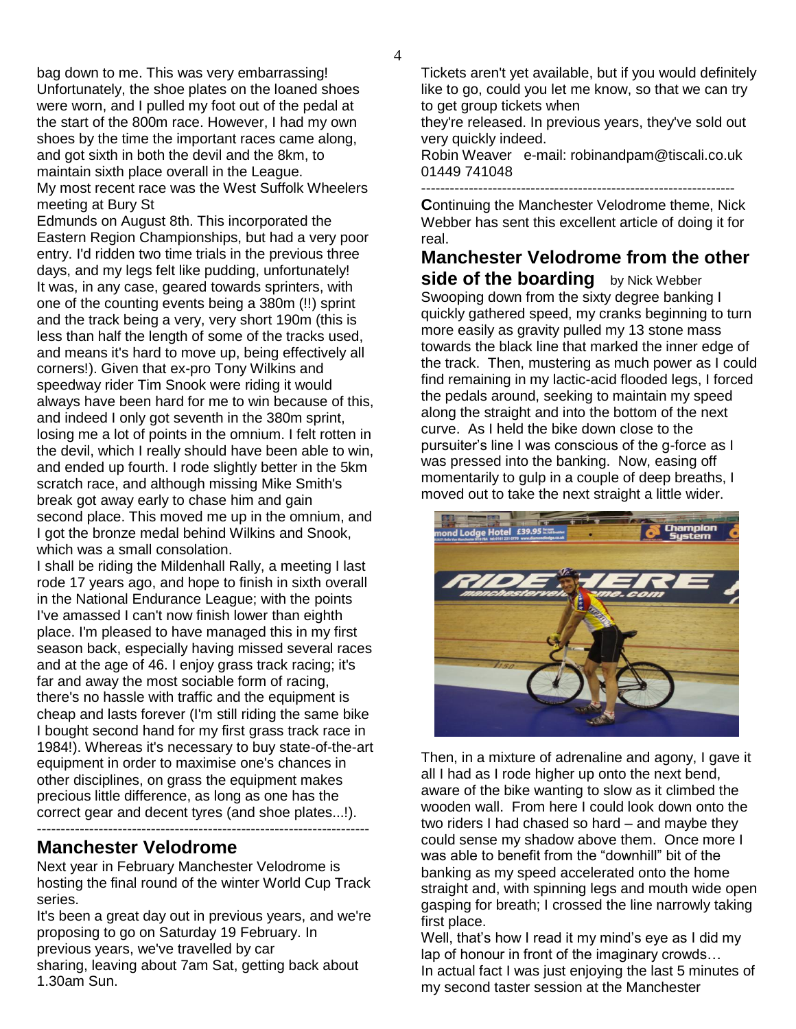bag down to me. This was very embarrassing! Unfortunately, the shoe plates on the loaned shoes were worn, and I pulled my foot out of the pedal at the start of the 800m race. However, I had my own shoes by the time the important races came along, and got sixth in both the devil and the 8km, to maintain sixth place overall in the League.

My most recent race was the West Suffolk Wheelers meeting at Bury St Edmunds on August 8th. This incorporated the Eastern Region Championships, but had a very poor entry. I'd ridden two time trials in the previous three days, and my legs felt like pudding, unfortunately! It was, in any case, geared towards sprinters, with one of the counting events being a 380m (!!) sprint and the track being a very, very short 190m (this is less than half the length of some of the tracks used, and means it's hard to move up, being effectively all corners!). Given that ex-pro Tony Wilkins and speedway rider Tim Snook were riding it would always have been hard for me to win because of this, and indeed I only got seventh in the 380m sprint, losing me a lot of points in the omnium. I felt rotten in the devil, which I really should have been able to win, and ended up fourth. I rode slightly better in the 5km scratch race, and although missing Mike Smith's break got away early to chase him and gain second place. This moved me up in the omnium, and I got the bronze medal behind Wilkins and Snook, which was a small consolation.

I shall be riding the Mildenhall Rally, a meeting I last rode 17 years ago, and hope to finish in sixth overall in the National Endurance League; with the points I've amassed I can't now finish lower than eighth place. I'm pleased to have managed this in my first season back, especially having missed several races and at the age of 46. I enjoy grass track racing; it's far and away the most sociable form of racing, there's no hassle with traffic and the equipment is cheap and lasts forever (I'm still riding the same bike I bought second hand for my first grass track race in 1984!). Whereas it's necessary to buy state-of-the-art equipment in order to maximise one's chances in other disciplines, on grass the equipment makes precious little difference, as long as one has the correct gear and decent tyres (and shoe plates...!).

---

## Manchester Velodrome

Next year in February Manchester Velodrome is hosting the final round of the winter World Cup Track series.

It's been a great day out in previous years, and we're proposing to go on Saturday 19 February. In previous years, we've travelled by car sharing, leaving about 7am Sat, getting back about 1.30am Sun.

Tickets aren't yet available, but if you would definitely like to go, could you let me know, so that we can try to get group tickets when they're released. In previous years, they've sold out very quickly indeed.

Robin Weaver e-mail: robinandpam@tiscali.co.uk 01449 741048

---

**C**ontinuing the Manchester Velodrome theme, Nick Webber has sent this excellent article of doing it for real.

## Manchester Velodrome from the other side of the boarding

by Nick Webber

Swooping down from the sixty degree banking I quickly gathered speed, my cranks beginning to turn more easily as gravity pulled my 13 stone mass towards the black line that marked the inner edge of the track. Then, mustering as much power as I could find remaining in my lactic-acid flooded legs, I forced the pedals around, seeking to maintain my speed along the straight and into the bottom of the next curve. As I held the bike down close to the pursuiter's line I was conscious of the g-force as I was pressed into the banking. Now, easing off momentarily to gulp in a couple of deep breaths, I moved out to take the next straight a little wider.

Then, in a mixture of adrenaline and agony, I gave it all I had as I rode higher up onto the next bend, aware of the bike wanting to slow as it climbed the wooden wall. From here I could look down onto the two riders I had chased so hard – and maybe they could sense my shadow above them. Once more I was able to benefit from the "downhill" bit of the banking as my speed accelerated onto the home straight and, with spinning legs and mouth wide open gasping for breath; I crossed the line narrowly taking first place.

Well, that's how I read it my mind's eye as I did my lap of honour in front of the imaginary crowds…

In actual fact I was just enjoying the last 5 minutes of my second taster session at the Manchester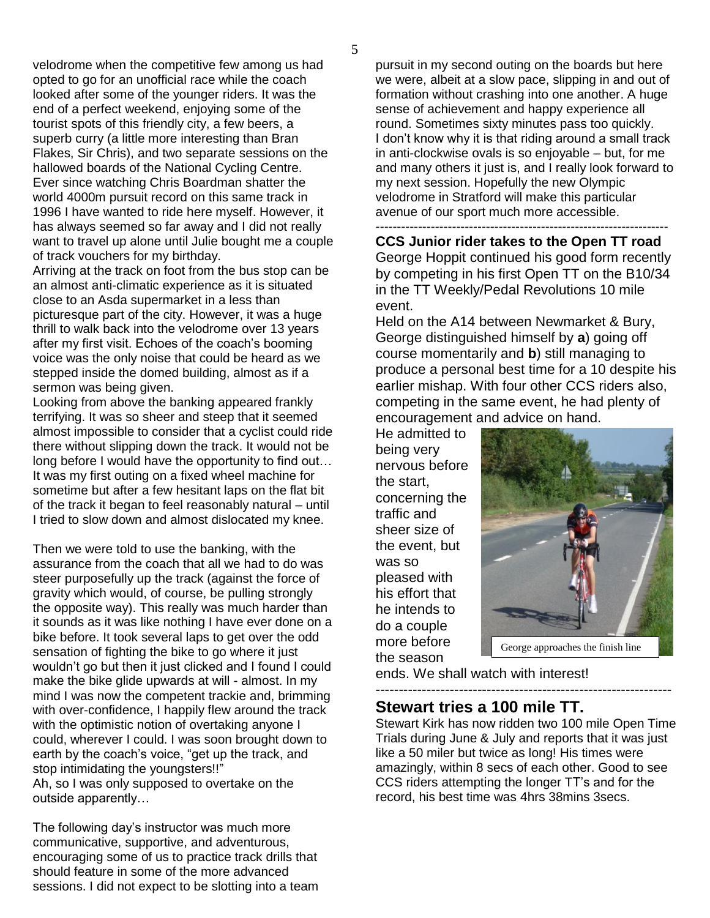velodrome when the competitive few among us had opted to go for an unofficial race while the coach looked after some of the younger riders. It was the end of a perfect weekend, enjoying some of the tourist spots of this friendly city, a few beers, a superb curry (a little more interesting than Bran Flakes, Sir Chris), and two separate sessions on the hallowed boards of the National Cycling Centre. Ever since watching Chris Boardman shatter the world 4000m pursuit record on this same track in 1996 I have wanted to ride here myself. However, it has always seemed so far away and I did not really want to travel up alone until Julie bought me a couple of track vouchers for my birthday.

Arriving at the track on foot from the bus stop can be an almost anti-climatic experience as it is situated close to an Asda supermarket in a less than picturesque part of the city. However, it was a huge thrill to walk back into the velodrome over 13 years after my first visit. Echoes of the coach's booming voice was the only noise that could be heard as we stepped inside the domed building, almost as if a sermon was being given.

Looking from above the banking appeared frankly terrifying. It was so sheer and steep that it seemed almost impossible to consider that a cyclist could ride there without slipping down the track. It would not be long before I would have the opportunity to find out… It was my first outing on a fixed wheel machine for sometime but after a few hesitant laps on the flat bit of the track it began to feel reasonably natural – until I tried to slow down and almost dislocated my knee.

Then we were told to use the banking, with the assurance from the coach that all we had to do was steer purposefully up the track (against the force of gravity which would, of course, be pulling strongly the opposite way). This really was much harder than it sounds as it was like nothing I have ever done on a bike before. It took several laps to get over the odd sensation of fighting the bike to go where it just wouldn't go but then it just clicked and I found I could make the bike glide upwards at will - almost. In my mind I was now the competent trackie and, brimming with over-confidence, I happily flew around the track with the optimistic notion of overtaking anyone I could, wherever I could. I was soon brought down to earth by the coach's voice, "get up the track, and stop intimidating the youngsters!!"

Ah, so I was only supposed to overtake on the outside apparently…

The following day's instructor was much more communicative, supportive, and adventurous, encouraging some of us to practice track drills that should feature in some of the more advanced sessions. I did not expect to be slotting into a team pursuit in my second outing on the boards but here we were, albeit at a slow pace, slipping in and out of formation without crashing into one another. A huge sense of achievement and happy experience all round. Sometimes sixty minutes pass too quickly.

I don't know why it is that riding around a small track in anti-clockwise ovals is so enjoyable – but, for me and many others it just is, and I really look forward to my next session. Hopefully the new Olympic velodrome in Stratford will make this particular avenue of our sport much more accessible.

---

**CCS Junior rider takes to the Open TT road**

George Hoppit continued his good form recently by competing in his first Open TT on the B10/34 in the TT Weekly/Pedal Revolutions 10 mile event.

Held on the A14 between Newmarket & Bury, George distinguished himself by **a**) going off course momentarily and **b**) still managing to produce a personal best time for a 10 despite his earlier mishap. With four other CCS riders also, competing in the same event, he had plenty of encouragement and advice on hand.

He admitted to being very nervous before the start, concerning the traffic and sheer size of the event, but was so pleased with his effort that he intends to do a couple more before the season ends. We shall watch with interest!

George approaches the finish line

---

## Stewart tries a 100 mile TT.

Stewart Kirk has now ridden two 100 mile Open Time Trials during June & July and reports that it was just like a 50 miler but twice as long! His times were amazingly, within 8 secs of each other. Good to see CCS riders attempting the longer TT's and for the record, his best time was 4hrs 38mins 3secs.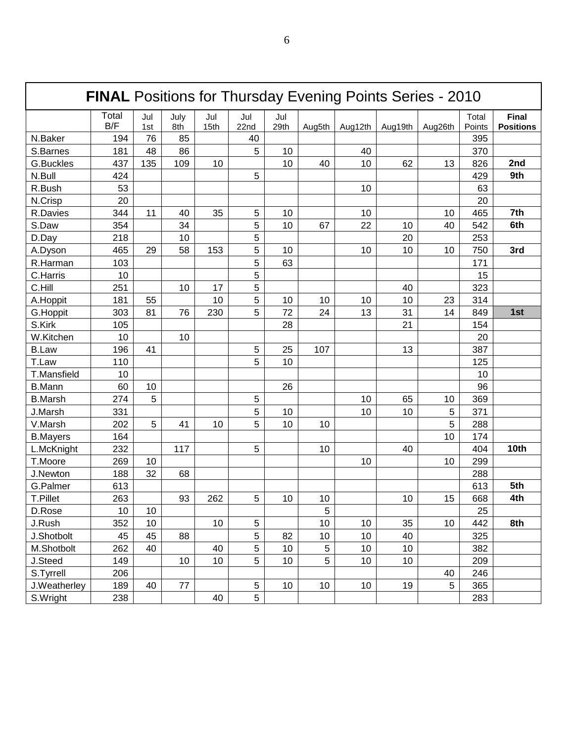# **FINAL** Positions for Thursday Evening Points Series - 2010

| | Total B/F | Jul 1st | July 8th | Jul 15th | Jul 22nd | Jul 29th | Aug5th | Aug12th | Aug19th | Aug26th | Total Points | **Final Positions** |
|---|---|---|---|---|---|---|---|---|---|---|---|---|
| N.Baker | 194 | 76 | 85 | | 40 | | | | | | 395 | |
| S.Barnes | 181 | 48 | 86 | | 5 | 10 | | 40 | | | 370 | |
| G.Buckles | 437 | 135 | 109 | 10 | | 10 | 40 | 10 | 62 | 13 | 826 | **2nd** |
| N.Bull | 424 | | | | 5 | | | | | | 429 | **9th** |
| R.Bush | 53 | | | | | | | 10 | | | 63 | |
| N.Crisp | 20 | | | | | | | | | | 20 | |
| R.Davies | 344 | 11 | 40 | 35 | 5 | 10 | | 10 | | 10 | 465 | **7th** |
| S.Daw | 354 | | 34 | | 5 | 10 | 67 | 22 | 10 | 40 | 542 | **6th** |
| D.Day | 218 | | 10 | | 5 | | | | 20 | | 253 | |
| A.Dyson | 465 | 29 | 58 | 153 | 5 | 10 | | 10 | 10 | 10 | 750 | **3rd** |
| R.Harman | 103 | | | | 5 | 63 | | | | | 171 | |
| C.Harris | 10 | | | | 5 | | | | | | 15 | |
| C.Hill | 251 | | 10 | 17 | 5 | | | | 40 | | 323 | |
| A.Hoppit | 181 | 55 | | 10 | 5 | 10 | 10 | 10 | 10 | 23 | 314 | |
| G.Hoppit | 303 | 81 | 76 | 230 | 5 | 72 | 24 | 13 | 31 | 14 | 849 | **1st** |
| S.Kirk | 105 | | | | | 28 | | | 21 | | 154 | |
| W.Kitchen | 10 | | 10 | | | | | | | | 20 | |
| B.Law | 196 | 41 | | | 5 | 25 | 107 | | 13 | | 387 | |
| T.Law | 110 | | | | 5 | 10 | | | | | 125 | |
| T.Mansfield | 10 | | | | | | | | | | 10 | |
| B.Mann | 60 | 10 | | | | 26 | | | | | 96 | |
| B.Marsh | 274 | 5 | | | 5 | | | 10 | 65 | 10 | 369 | |
| J.Marsh | 331 | | | | 5 | 10 | | 10 | 10 | 5 | 371 | |
| V.Marsh | 202 | 5 | 41 | 10 | 5 | 10 | 10 | | | 5 | 288 | |
| B.Mayers | 164 | | | | | | | | | 10 | 174 | |
| L.McKnight | 232 | | 117 | | 5 | | 10 | | 40 | | 404 | **10th** |
| T.Moore | 269 | 10 | | | | | | 10 | | 10 | 299 | |
| J.Newton | 188 | 32 | 68 | | | | | | | | 288 | |
| G.Palmer | 613 | | | | | | | | | | 613 | **5th** |
| T.Pillet | 263 | | 93 | 262 | 5 | 10 | 10 | | 10 | 15 | 668 | **4th** |
| D.Rose | 10 | 10 | | | | | 5 | | | | 25 | |
| J.Rush | 352 | 10 | | 10 | 5 | | 10 | 10 | 35 | 10 | 442 | **8th** |
| J.Shotbolt | 45 | 45 | 88 | | 5 | 82 | 10 | 10 | 40 | | 325 | |
| M.Shotbolt | 262 | 40 | | 40 | 5 | 10 | 5 | 10 | 10 | | 382 | |
| J.Steed | 149 | | 10 | 10 | 5 | 10 | 5 | 10 | 10 | | 209 | |
| S.Tyrrell | 206 | | | | | | | | | 40 | 246 | |
| J.Weatherley | 189 | 40 | 77 | | 5 | 10 | 10 | 10 | 19 | 5 | 365 | |
| S.Wright | 238 | | | 40 | 5 | | | | | | 283 | |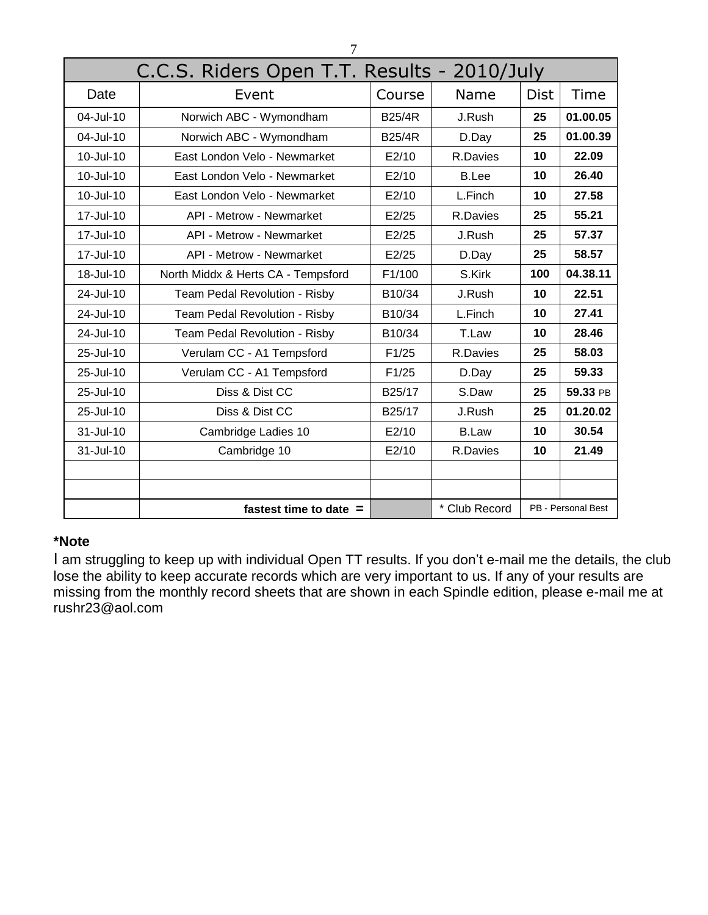| C.C.S. Riders Open T.T. Results - 2010/July | | | | | |
|---|---|---|---|---|---|
| Date | Event | Course | Name | Dist | Time |
| 04-Jul-10 | Norwich ABC - Wymondham | B25/4R | J.Rush | **25** | **01.00.05** |
| 04-Jul-10 | Norwich ABC - Wymondham | B25/4R | D.Day | **25** | **01.00.39** |
| 10-Jul-10 | East London Velo - Newmarket | E2/10 | R.Davies | **10** | **22.09** |
| 10-Jul-10 | East London Velo - Newmarket | E2/10 | B.Lee | **10** | **26.40** |
| 10-Jul-10 | East London Velo - Newmarket | E2/10 | L.Finch | **10** | **27.58** |
| 17-Jul-10 | API - Metrow - Newmarket | E2/25 | R.Davies | **25** | **55.21** |
| 17-Jul-10 | API - Metrow - Newmarket | E2/25 | J.Rush | **25** | **57.37** |
| 17-Jul-10 | API - Metrow - Newmarket | E2/25 | D.Day | **25** | **58.57** |
| 18-Jul-10 | North Middx & Herts CA - Tempsford | F1/100 | S.Kirk | **100** | **04.38.11** |
| 24-Jul-10 | Team Pedal Revolution - Risby | B10/34 | J.Rush | **10** | **22.51** |
| 24-Jul-10 | Team Pedal Revolution - Risby | B10/34 | L.Finch | **10** | **27.41** |
| 24-Jul-10 | Team Pedal Revolution - Risby | B10/34 | T.Law | **10** | **28.46** |
| 25-Jul-10 | Verulam CC - A1 Tempsford | F1/25 | R.Davies | **25** | **58.03** |
| 25-Jul-10 | Verulam CC - A1 Tempsford | F1/25 | D.Day | **25** | **59.33** |
| 25-Jul-10 | Diss & Dist CC | B25/17 | S.Daw | **25** | **59.33** PB |
| 25-Jul-10 | Diss & Dist CC | B25/17 | J.Rush | **25** | **01.20.02** |
| 31-Jul-10 | Cambridge Ladies 10 | E2/10 | B.Law | **10** | **30.54** |
| 31-Jul-10 | Cambridge 10 | E2/10 | R.Davies | **10** | **21.49** |
| | | | | | |
| | | | | | |
| | **fastest time to date =** | | * Club Record | PB - Personal Best | |

**\*Note**

I am struggling to keep up with individual Open TT results. If you don't e-mail me the details, the club lose the ability to keep accurate records which are very important to us. If any of your results are missing from the monthly record sheets that are shown in each Spindle edition, please e-mail me at rushr23@aol.com